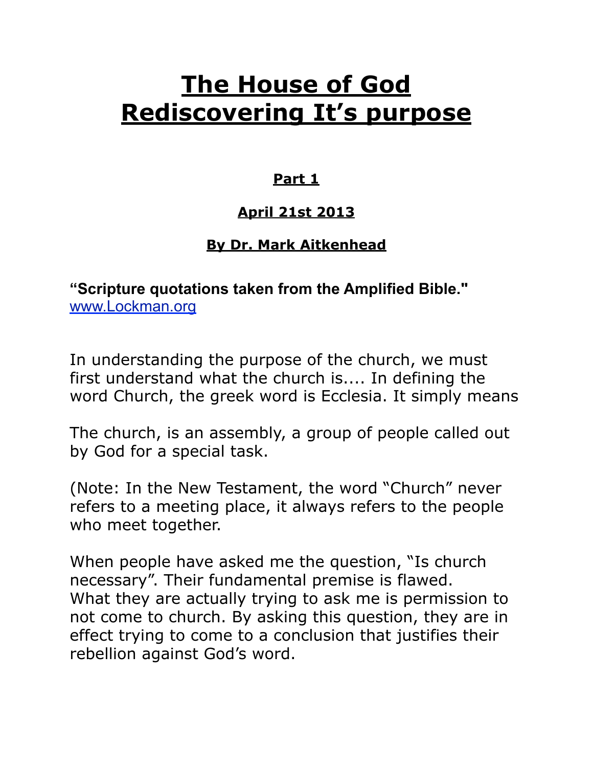# The House of God
# Rediscovering It's purpose

**Part 1**

**April 21st 2013**

**By Dr. Mark Aitkenhead**

**"Scripture quotations taken from the Amplified Bible."**
www.Lockman.org

In understanding the purpose of the church, we must first understand what the church is.... In defining the word Church, the greek word is Ecclesia. It simply means

The church, is an assembly, a group of people called out by God for a special task.

(Note: In the New Testament, the word "Church" never refers to a meeting place, it always refers to the people who meet together.

When people have asked me the question, "Is church necessary". Their fundamental premise is flawed. What they are actually trying to ask me is permission to not come to church. By asking this question, they are in effect trying to come to a conclusion that justifies their rebellion against God's word.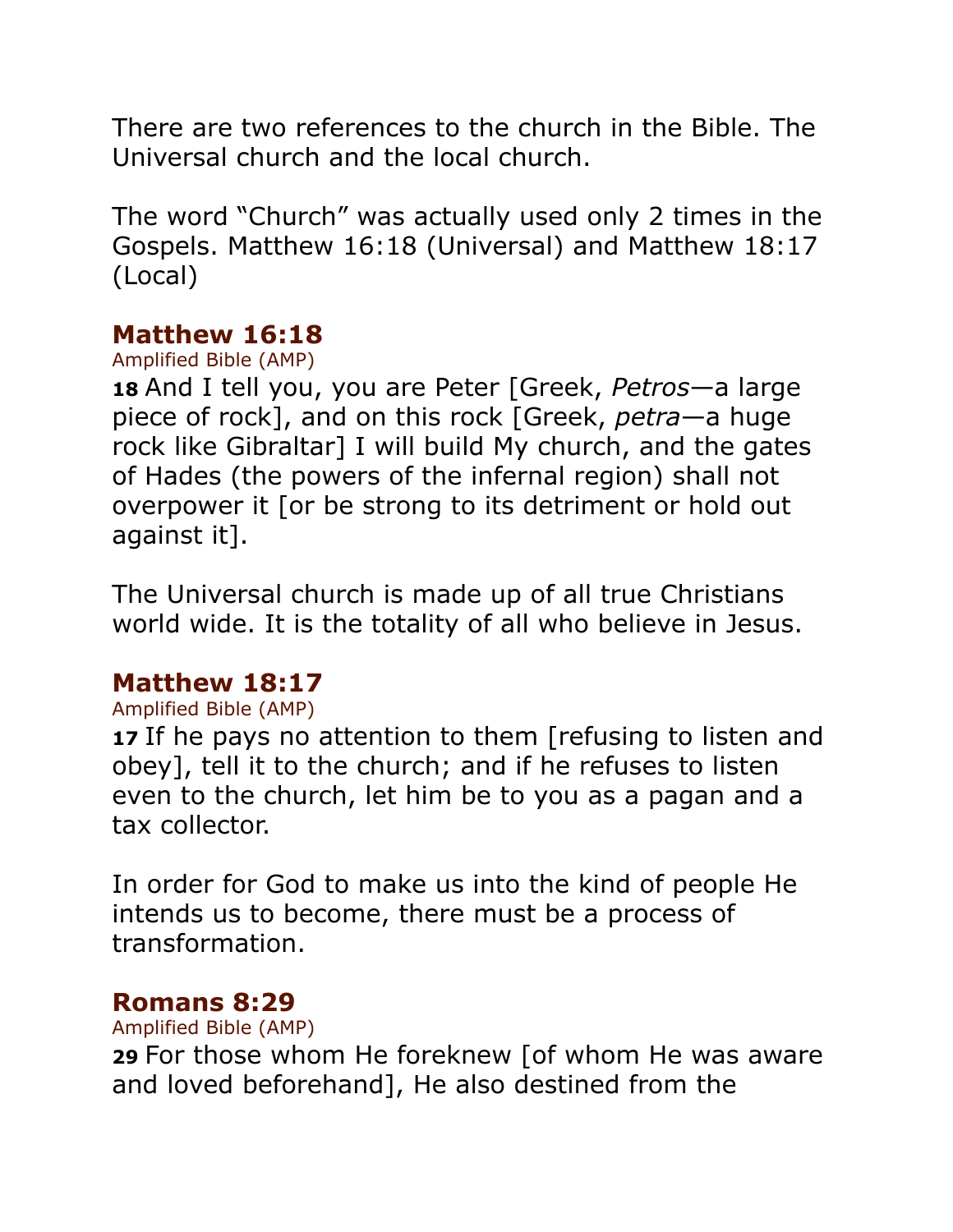There are two references to the church in the Bible. The Universal church and the local church.

The word "Church" was actually used only 2 times in the Gospels. Matthew 16:18 (Universal) and Matthew 18:17 (Local)

## Matthew 16:18

Amplified Bible (AMP)

**18** And I tell you, you are Peter [Greek, *Petros*—a large piece of rock], and on this rock [Greek, *petra*—a huge rock like Gibraltar] I will build My church, and the gates of Hades (the powers of the infernal region) shall not overpower it [or be strong to its detriment or hold out against it].

The Universal church is made up of all true Christians world wide. It is the totality of all who believe in Jesus.

## Matthew 18:17

Amplified Bible (AMP)

**17** If he pays no attention to them [refusing to listen and obey], tell it to the church; and if he refuses to listen even to the church, let him be to you as a pagan and a tax collector.

In order for God to make us into the kind of people He intends us to become, there must be a process of transformation.

## Romans 8:29

Amplified Bible (AMP)

**29** For those whom He foreknew [of whom He was aware and loved beforehand], He also destined from the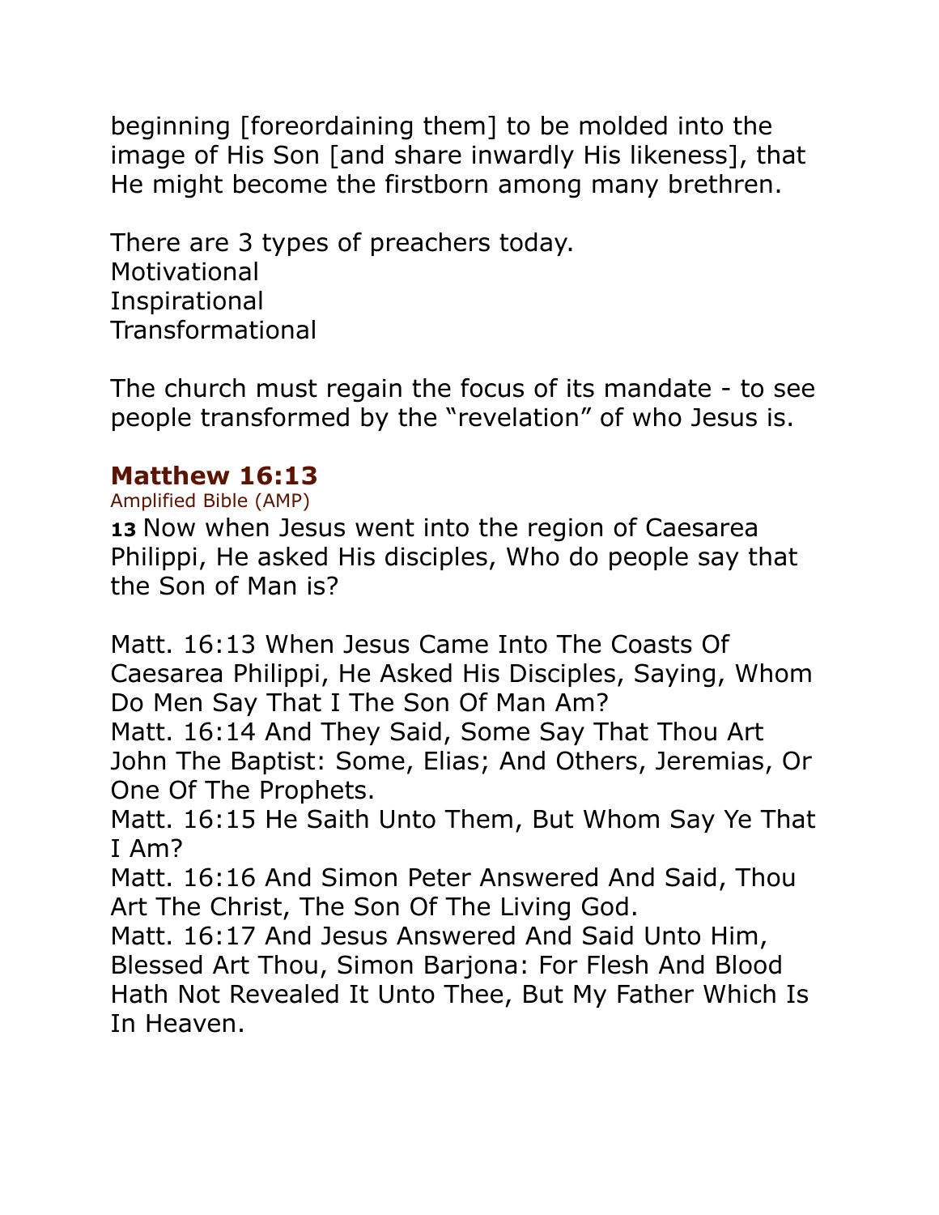beginning [foreordaining them] to be molded into the image of His Son [and share inwardly His likeness], that He might become the firstborn among many brethren.

There are 3 types of preachers today.
Motivational
Inspirational
Transformational

The church must regain the focus of its mandate - to see people transformed by the "revelation" of who Jesus is.

### Matthew 16:13

Amplified Bible (AMP)

**13** Now when Jesus went into the region of Caesarea Philippi, He asked His disciples, Who do people say that the Son of Man is?

Matt. 16:13 When Jesus Came Into The Coasts Of Caesarea Philippi, He Asked His Disciples, Saying, Whom Do Men Say That I The Son Of Man Am?
Matt. 16:14 And They Said, Some Say That Thou Art John The Baptist: Some, Elias; And Others, Jeremias, Or One Of The Prophets.
Matt. 16:15 He Saith Unto Them, But Whom Say Ye That I Am?
Matt. 16:16 And Simon Peter Answered And Said, Thou Art The Christ, The Son Of The Living God.
Matt. 16:17 And Jesus Answered And Said Unto Him, Blessed Art Thou, Simon Barjona: For Flesh And Blood Hath Not Revealed It Unto Thee, But My Father Which Is In Heaven.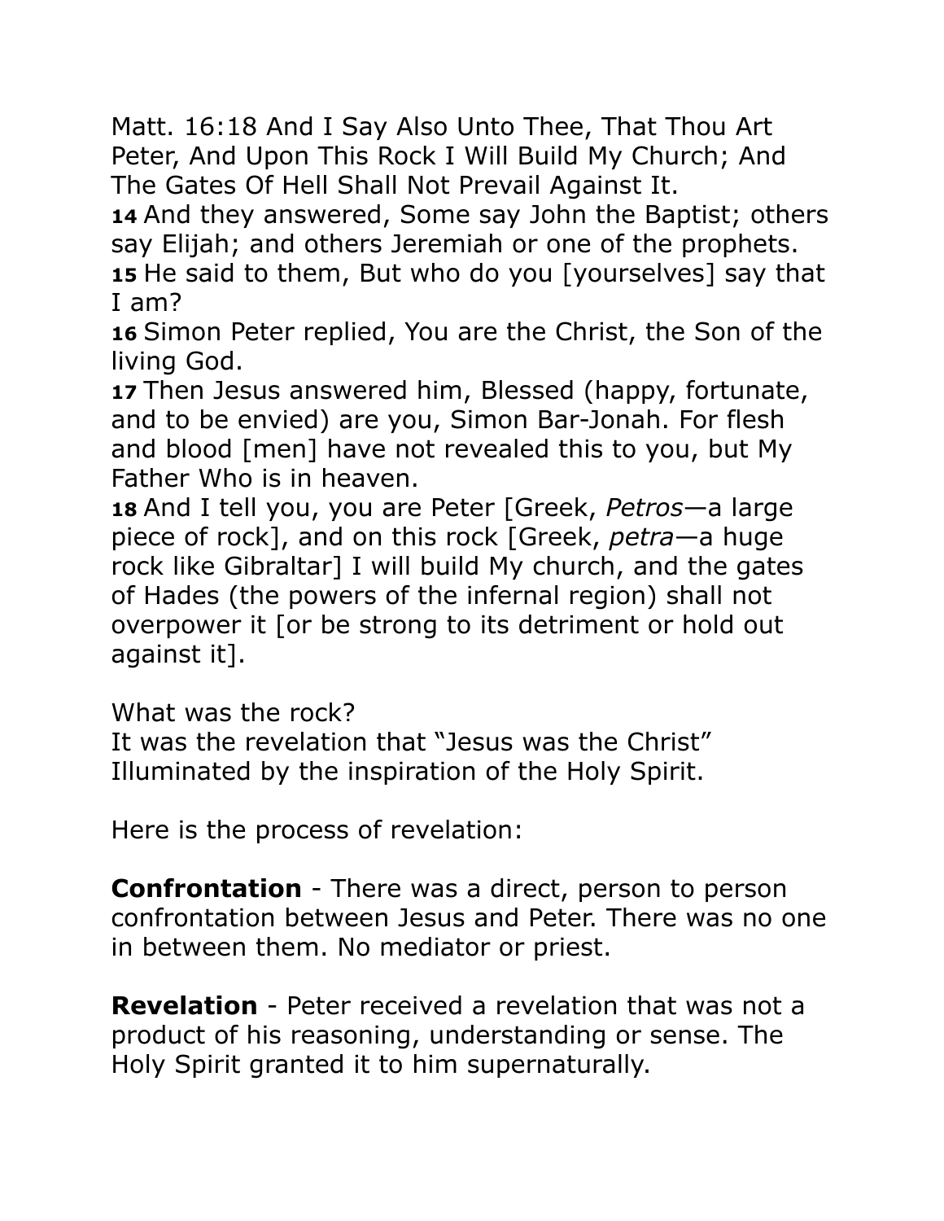Matt. 16:18 And I Say Also Unto Thee, That Thou Art Peter, And Upon This Rock I Will Build My Church; And The Gates Of Hell Shall Not Prevail Against It.

**14** And they answered, Some say John the Baptist; others say Elijah; and others Jeremiah or one of the prophets.
**15** He said to them, But who do you [yourselves] say that I am?
**16** Simon Peter replied, You are the Christ, the Son of the living God.
**17** Then Jesus answered him, Blessed (happy, fortunate, and to be envied) are you, Simon Bar-Jonah. For flesh and blood [men] have not revealed this to you, but My Father Who is in heaven.
**18** And I tell you, you are Peter [Greek, *Petros*—a large piece of rock], and on this rock [Greek, *petra*—a huge rock like Gibraltar] I will build My church, and the gates of Hades (the powers of the infernal region) shall not overpower it [or be strong to its detriment or hold out against it].

What was the rock?
It was the revelation that "Jesus was the Christ" Illuminated by the inspiration of the Holy Spirit.

Here is the process of revelation:

**Confrontation** - There was a direct, person to person confrontation between Jesus and Peter. There was no one in between them. No mediator or priest.

**Revelation** - Peter received a revelation that was not a product of his reasoning, understanding or sense. The Holy Spirit granted it to him supernaturally.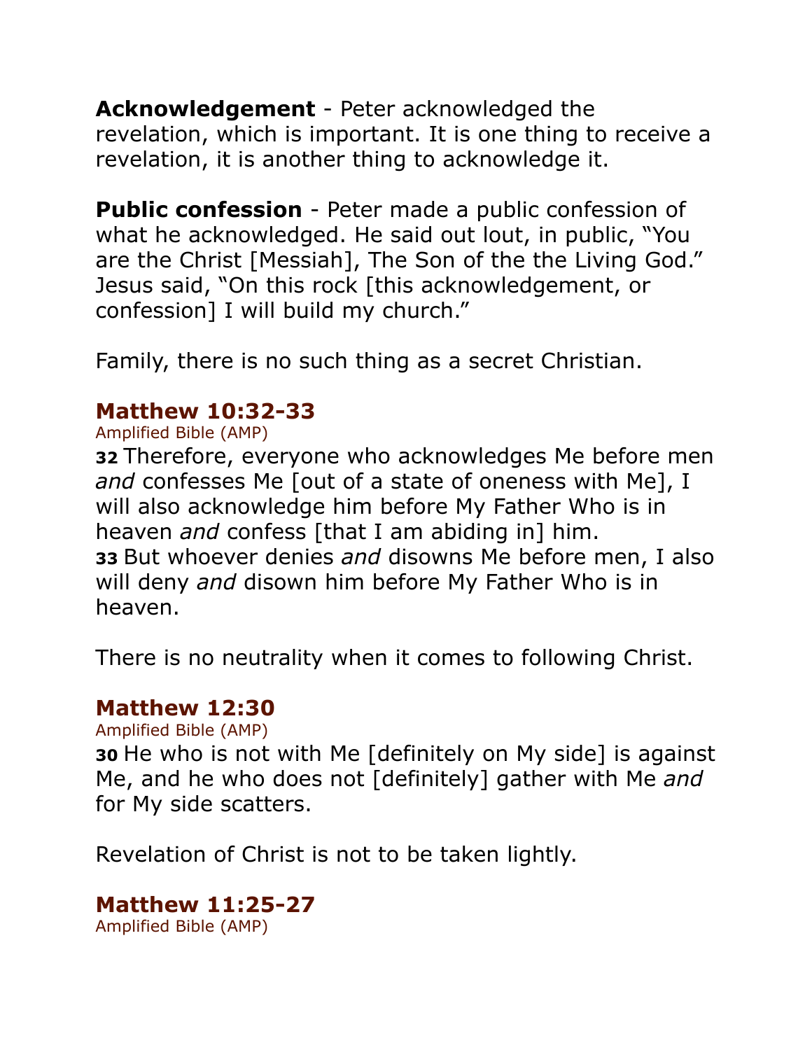**Acknowledgement** - Peter acknowledged the revelation, which is important. It is one thing to receive a revelation, it is another thing to acknowledge it.

**Public confession** - Peter made a public confession of what he acknowledged. He said out lout, in public, "You are the Christ [Messiah], The Son of the the Living God." Jesus said, "On this rock [this acknowledgement, or confession] I will build my church."

Family, there is no such thing as a secret Christian.

### Matthew 10:32-33

Amplified Bible (AMP)

**32** Therefore, everyone who acknowledges Me before men *and* confesses Me [out of a state of oneness with Me], I will also acknowledge him before My Father Who is in heaven *and* confess [that I am abiding in] him.
**33** But whoever denies *and* disowns Me before men, I also will deny *and* disown him before My Father Who is in heaven.

There is no neutrality when it comes to following Christ.

### Matthew 12:30

Amplified Bible (AMP)

**30** He who is not with Me [definitely on My side] is against Me, and he who does not [definitely] gather with Me *and* for My side scatters.

Revelation of Christ is not to be taken lightly.

### Matthew 11:25-27

Amplified Bible (AMP)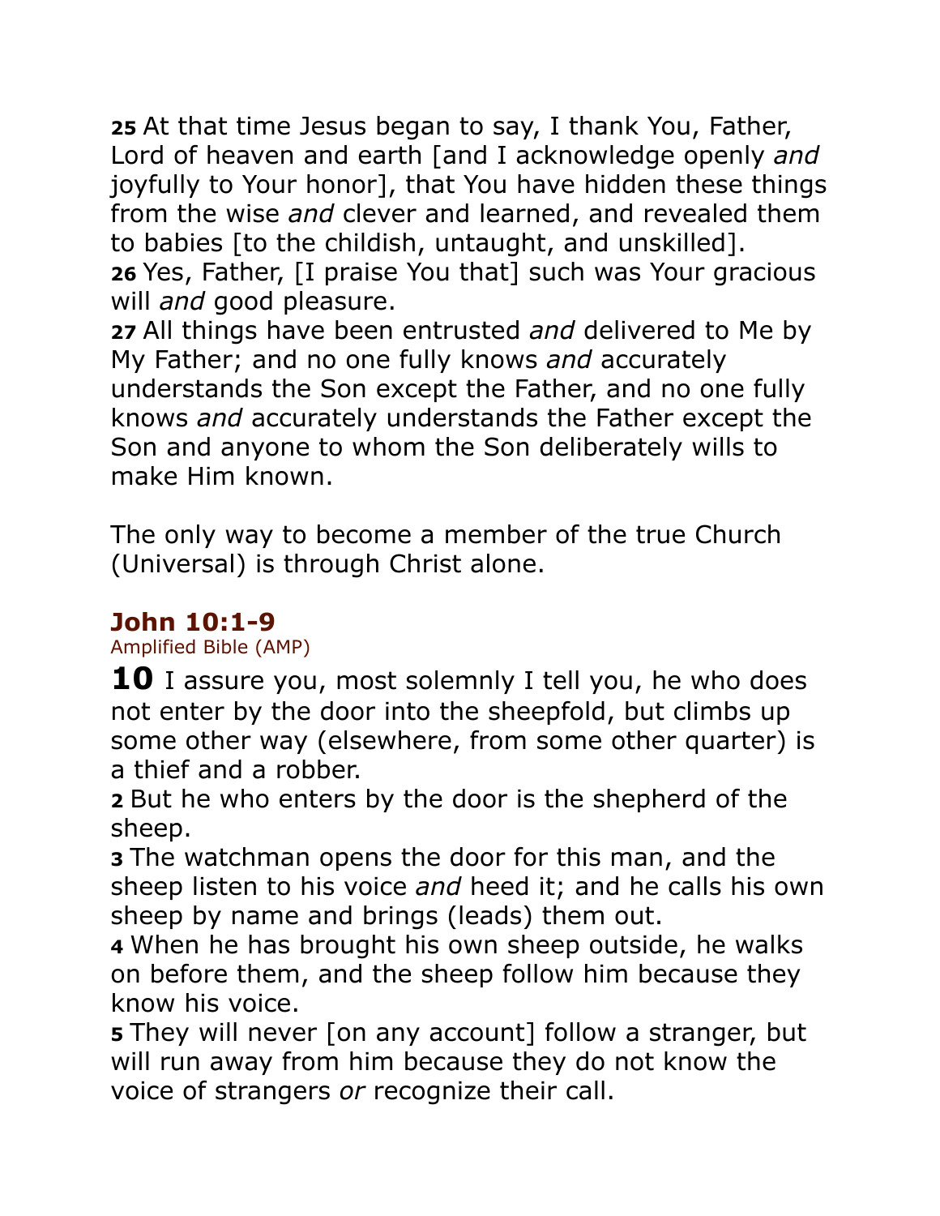**25** At that time Jesus began to say, I thank You, Father, Lord of heaven and earth [and I acknowledge openly *and* joyfully to Your honor], that You have hidden these things from the wise *and* clever and learned, and revealed them to babies [to the childish, untaught, and unskilled].
**26** Yes, Father, [I praise You that] such was Your gracious will *and* good pleasure.
**27** All things have been entrusted *and* delivered to Me by My Father; and no one fully knows *and* accurately understands the Son except the Father, and no one fully knows *and* accurately understands the Father except the Son and anyone to whom the Son deliberately wills to make Him known.

The only way to become a member of the true Church (Universal) is through Christ alone.

## John 10:1-9

Amplified Bible (AMP)

**10** I assure you, most solemnly I tell you, he who does not enter by the door into the sheepfold, but climbs up some other way (elsewhere, from some other quarter) is a thief and a robber.
**2** But he who enters by the door is the shepherd of the sheep.
**3** The watchman opens the door for this man, and the sheep listen to his voice *and* heed it; and he calls his own sheep by name and brings (leads) them out.
**4** When he has brought his own sheep outside, he walks on before them, and the sheep follow him because they know his voice.
**5** They will never [on any account] follow a stranger, but will run away from him because they do not know the voice of strangers *or* recognize their call.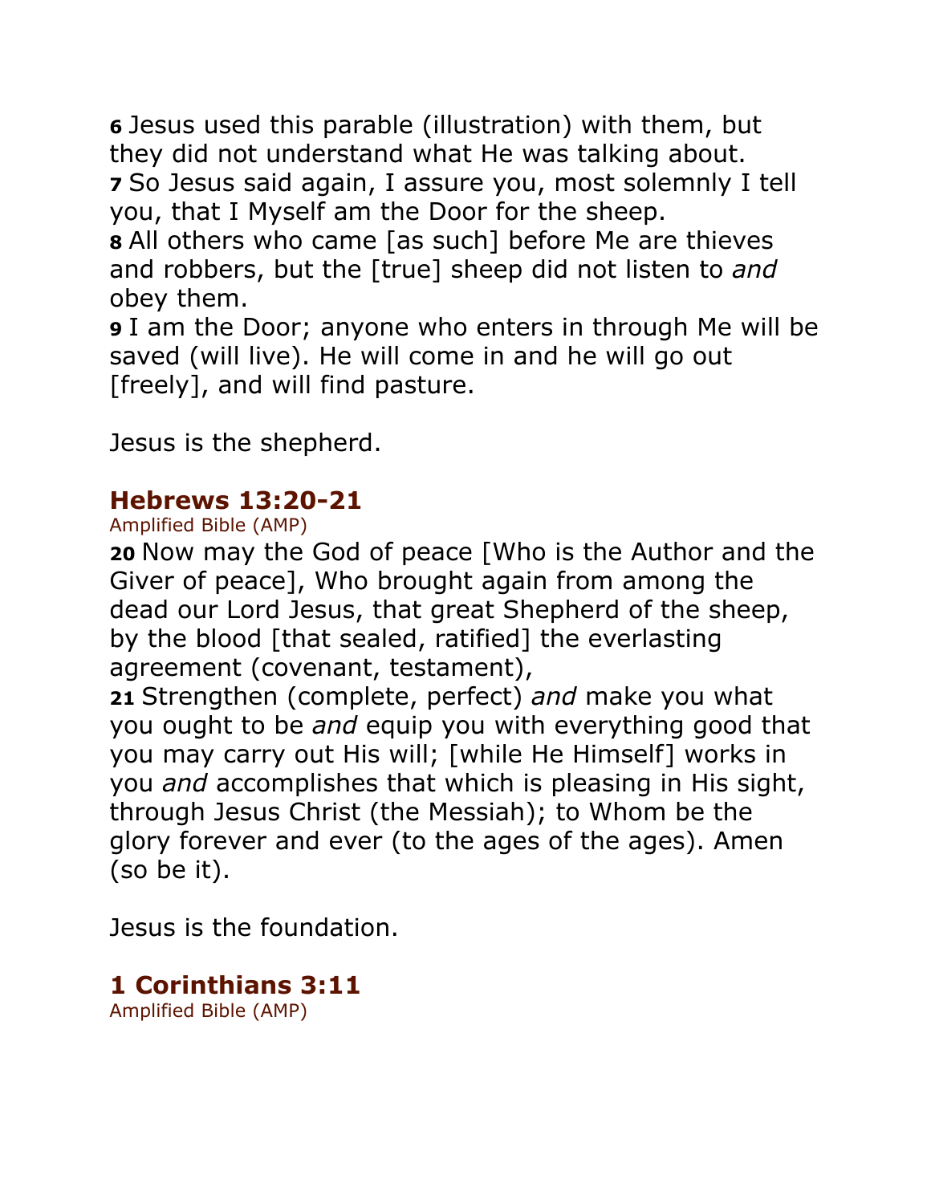**6** Jesus used this parable (illustration) with them, but they did not understand what He was talking about.
**7** So Jesus said again, I assure you, most solemnly I tell you, that I Myself am the Door for the sheep.
**8** All others who came [as such] before Me are thieves and robbers, but the [true] sheep did not listen to *and* obey them.
**9** I am the Door; anyone who enters in through Me will be saved (will live). He will come in and he will go out [freely], and will find pasture.

Jesus is the shepherd.

## Hebrews 13:20-21

Amplified Bible (AMP)

**20** Now may the God of peace [Who is the Author and the Giver of peace], Who brought again from among the dead our Lord Jesus, that great Shepherd of the sheep, by the blood [that sealed, ratified] the everlasting agreement (covenant, testament),
**21** Strengthen (complete, perfect) *and* make you what you ought to be *and* equip you with everything good that you may carry out His will; [while He Himself] works in you *and* accomplishes that which is pleasing in His sight, through Jesus Christ (the Messiah); to Whom be the glory forever and ever (to the ages of the ages). Amen (so be it).

Jesus is the foundation.

## 1 Corinthians 3:11

Amplified Bible (AMP)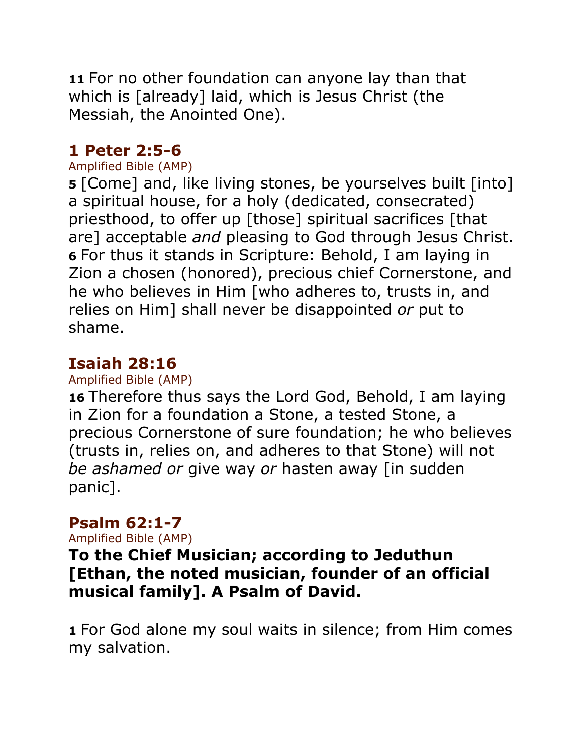**11** For no other foundation can anyone lay than that which is [already] laid, which is Jesus Christ (the Messiah, the Anointed One).

## 1 Peter 2:5-6

Amplified Bible (AMP)

**5** [Come] and, like living stones, be yourselves built [into] a spiritual house, for a holy (dedicated, consecrated) priesthood, to offer up [those] spiritual sacrifices [that are] acceptable *and* pleasing to God through Jesus Christ. **6** For thus it stands in Scripture: Behold, I am laying in Zion a chosen (honored), precious chief Cornerstone, and he who believes in Him [who adheres to, trusts in, and relies on Him] shall never be disappointed *or* put to shame.

## Isaiah 28:16

Amplified Bible (AMP)

**16** Therefore thus says the Lord God, Behold, I am laying in Zion for a foundation a Stone, a tested Stone, a precious Cornerstone of sure foundation; he who believes (trusts in, relies on, and adheres to that Stone) will not *be ashamed or* give way *or* hasten away [in sudden panic].

## Psalm 62:1-7

Amplified Bible (AMP)

**To the Chief Musician; according to Jeduthun [Ethan, the noted musician, founder of an official musical family]. A Psalm of David.**

**1** For God alone my soul waits in silence; from Him comes my salvation.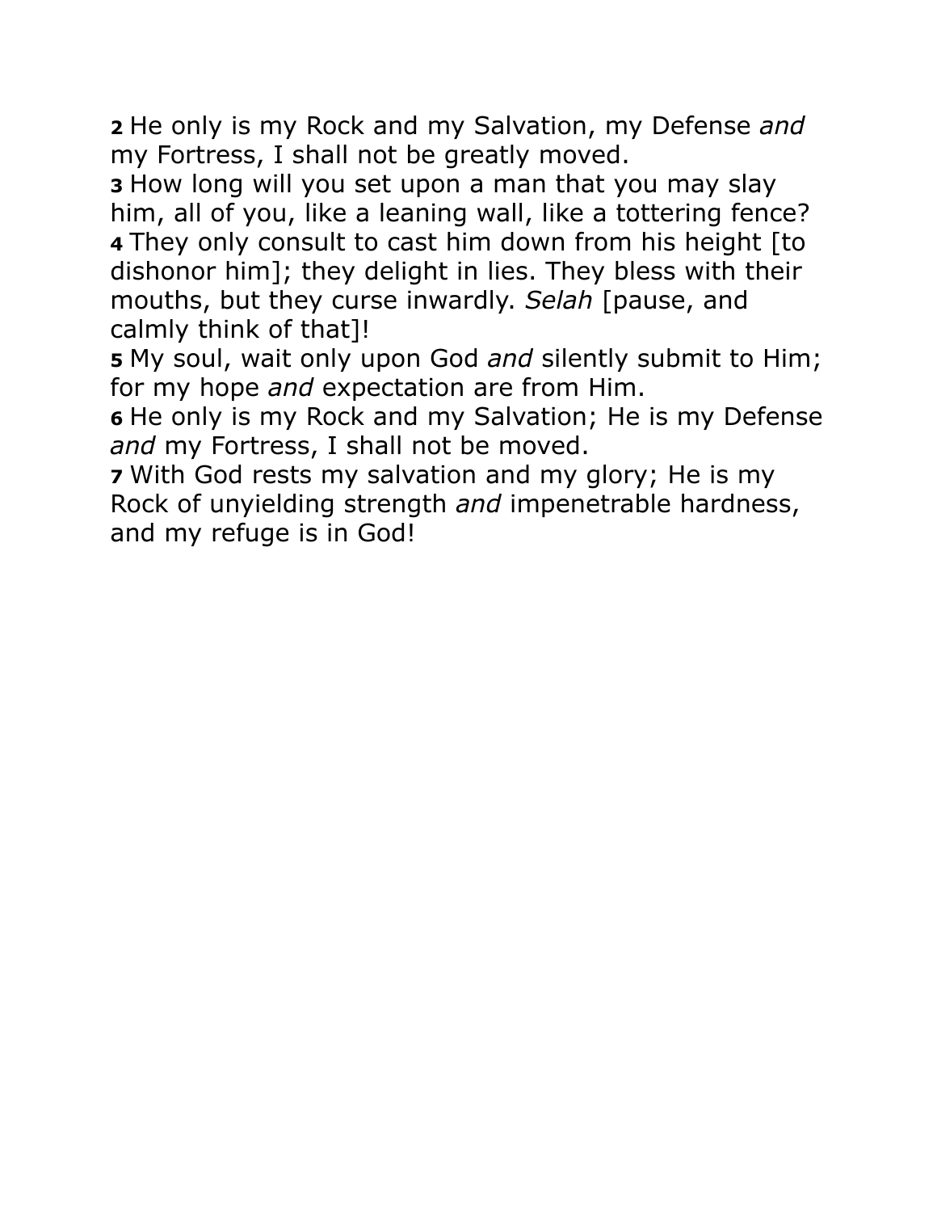**2** He only is my Rock and my Salvation, my Defense *and* my Fortress, I shall not be greatly moved.
**3** How long will you set upon a man that you may slay him, all of you, like a leaning wall, like a tottering fence?
**4** They only consult to cast him down from his height [to dishonor him]; they delight in lies. They bless with their mouths, but they curse inwardly. *Selah* [pause, and calmly think of that]!
**5** My soul, wait only upon God *and* silently submit to Him; for my hope *and* expectation are from Him.
**6** He only is my Rock and my Salvation; He is my Defense *and* my Fortress, I shall not be moved.
**7** With God rests my salvation and my glory; He is my Rock of unyielding strength *and* impenetrable hardness, and my refuge is in God!